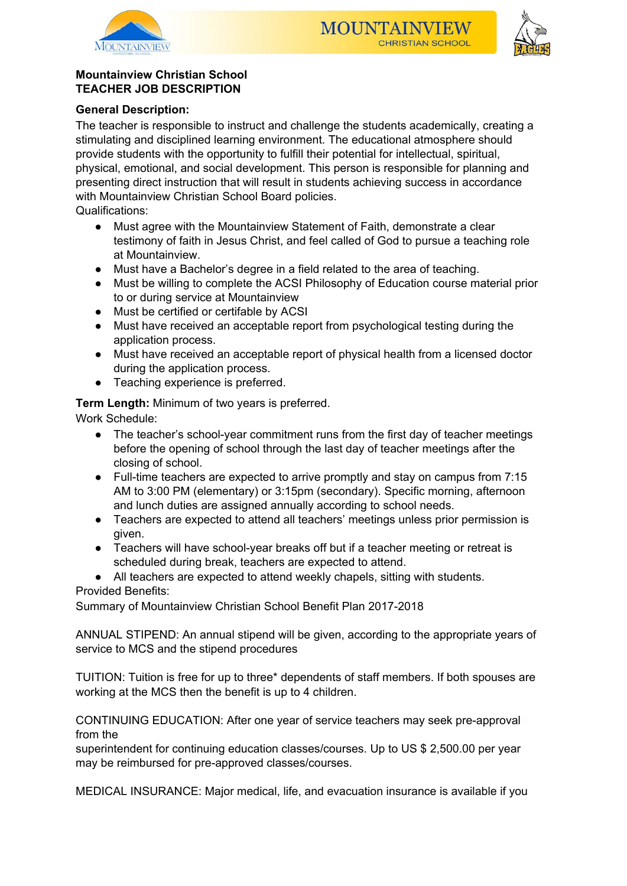**Mountainview Christian School**
**TEACHER JOB DESCRIPTION**

**General Description:**

The teacher is responsible to instruct and challenge the students academically, creating a stimulating and disciplined learning environment. The educational atmosphere should provide students with the opportunity to fulfill their potential for intellectual, spiritual, physical, emotional, and social development. This person is responsible for planning and presenting direct instruction that will result in students achieving success in accordance with Mountainview Christian School Board policies.

Qualifications:

- Must agree with the Mountainview Statement of Faith, demonstrate a clear testimony of faith in Jesus Christ, and feel called of God to pursue a teaching role at Mountainview.
- Must have a Bachelor's degree in a field related to the area of teaching.
- Must be willing to complete the ACSI Philosophy of Education course material prior to or during service at Mountainview
- Must be certified or certifiable by ACSI
- Must have received an acceptable report from psychological testing during the application process.
- Must have received an acceptable report of physical health from a licensed doctor during the application process.
- Teaching experience is preferred.

**Term Length:** Minimum of two years is preferred.

Work Schedule:

- The teacher's school-year commitment runs from the first day of teacher meetings before the opening of school through the last day of teacher meetings after the closing of school.
- Full-time teachers are expected to arrive promptly and stay on campus from 7:15 AM to 3:00 PM (elementary) or 3:15pm (secondary). Specific morning, afternoon and lunch duties are assigned annually according to school needs.
- Teachers are expected to attend all teachers' meetings unless prior permission is given.
- Teachers will have school-year breaks off but if a teacher meeting or retreat is scheduled during break, teachers are expected to attend.
- All teachers are expected to attend weekly chapels, sitting with students.

Provided Benefits:

Summary of Mountainview Christian School Benefit Plan 2017-2018

ANNUAL STIPEND: An annual stipend will be given, according to the appropriate years of service to MCS and the stipend procedures

TUITION: Tuition is free for up to three* dependents of staff members. If both spouses are working at the MCS then the benefit is up to 4 children.

CONTINUING EDUCATION: After one year of service teachers may seek pre-approval from the
superintendent for continuing education classes/courses. Up to US $ 2,500.00 per year may be reimbursed for pre-approved classes/courses.

MEDICAL INSURANCE: Major medical, life, and evacuation insurance is available if you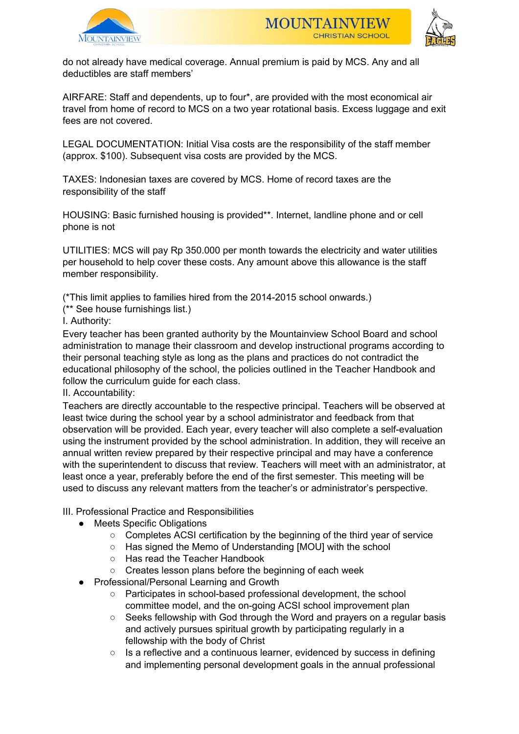do not already have medical coverage. Annual premium is paid by MCS. Any and all deductibles are staff members'

AIRFARE: Staff and dependents, up to four*, are provided with the most economical air travel from home of record to MCS on a two year rotational basis. Excess luggage and exit fees are not covered.

LEGAL DOCUMENTATION: Initial Visa costs are the responsibility of the staff member (approx. $100). Subsequent visa costs are provided by the MCS.

TAXES: Indonesian taxes are covered by MCS. Home of record taxes are the responsibility of the staff

HOUSING: Basic furnished housing is provided**. Internet, landline phone and or cell phone is not

UTILITIES: MCS will pay Rp 350.000 per month towards the electricity and water utilities per household to help cover these costs. Any amount above this allowance is the staff member responsibility.

(*This limit applies to families hired from the 2014-2015 school onwards.)
(** See house furnishings list.)

I. Authority:

Every teacher has been granted authority by the Mountainview School Board and school administration to manage their classroom and develop instructional programs according to their personal teaching style as long as the plans and practices do not contradict the educational philosophy of the school, the policies outlined in the Teacher Handbook and follow the curriculum guide for each class.

II. Accountability:

Teachers are directly accountable to the respective principal. Teachers will be observed at least twice during the school year by a school administrator and feedback from that observation will be provided. Each year, every teacher will also complete a self-evaluation using the instrument provided by the school administration. In addition, they will receive an annual written review prepared by their respective principal and may have a conference with the superintendent to discuss that review. Teachers will meet with an administrator, at least once a year, preferably before the end of the first semester. This meeting will be used to discuss any relevant matters from the teacher's or administrator's perspective.

III. Professional Practice and Responsibilities

- Meets Specific Obligations
  - Completes ACSI certification by the beginning of the third year of service
  - Has signed the Memo of Understanding [MOU] with the school
  - Has read the Teacher Handbook
  - Creates lesson plans before the beginning of each week
- Professional/Personal Learning and Growth
  - Participates in school-based professional development, the school committee model, and the on-going ACSI school improvement plan
  - Seeks fellowship with God through the Word and prayers on a regular basis and actively pursues spiritual growth by participating regularly in a fellowship with the body of Christ
  - Is a reflective and a continuous learner, evidenced by success in defining and implementing personal development goals in the annual professional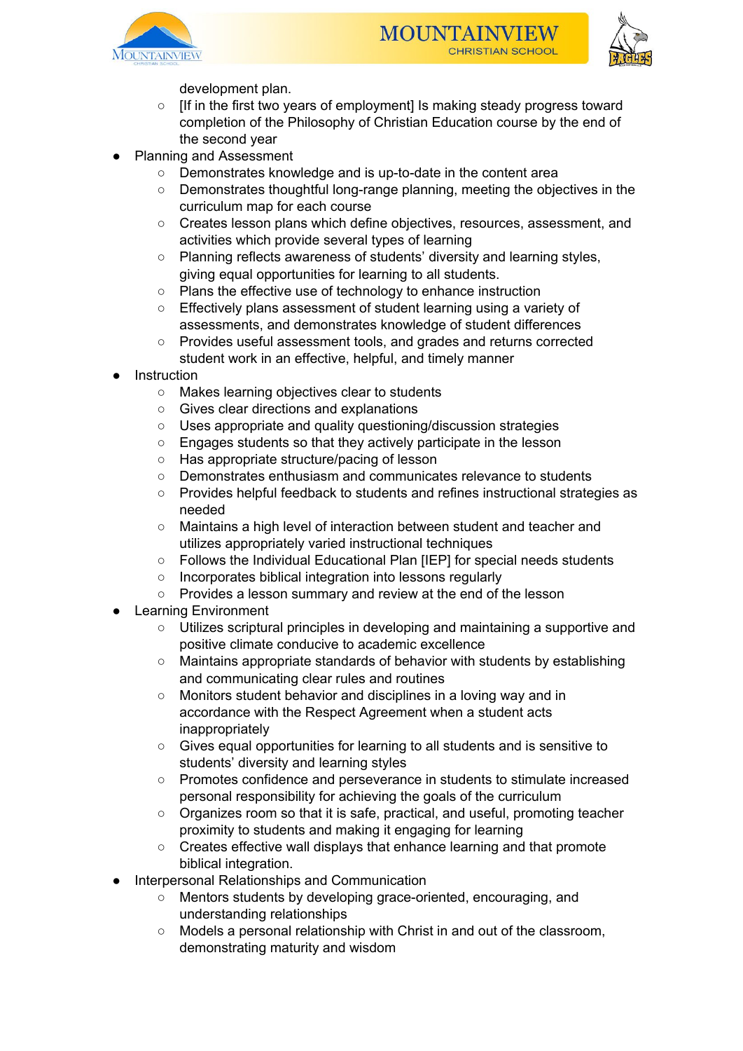development plan.
    - [If in the first two years of employment] Is making steady progress toward completion of the Philosophy of Christian Education course by the end of the second year
- Planning and Assessment
    - Demonstrates knowledge and is up-to-date in the content area
    - Demonstrates thoughtful long-range planning, meeting the objectives in the curriculum map for each course
    - Creates lesson plans which define objectives, resources, assessment, and activities which provide several types of learning
    - Planning reflects awareness of students' diversity and learning styles, giving equal opportunities for learning to all students.
    - Plans the effective use of technology to enhance instruction
    - Effectively plans assessment of student learning using a variety of assessments, and demonstrates knowledge of student differences
    - Provides useful assessment tools, and grades and returns corrected student work in an effective, helpful, and timely manner
- Instruction
    - Makes learning objectives clear to students
    - Gives clear directions and explanations
    - Uses appropriate and quality questioning/discussion strategies
    - Engages students so that they actively participate in the lesson
    - Has appropriate structure/pacing of lesson
    - Demonstrates enthusiasm and communicates relevance to students
    - Provides helpful feedback to students and refines instructional strategies as needed
    - Maintains a high level of interaction between student and teacher and utilizes appropriately varied instructional techniques
    - Follows the Individual Educational Plan [IEP] for special needs students
    - Incorporates biblical integration into lessons regularly
    - Provides a lesson summary and review at the end of the lesson
- Learning Environment
    - Utilizes scriptural principles in developing and maintaining a supportive and positive climate conducive to academic excellence
    - Maintains appropriate standards of behavior with students by establishing and communicating clear rules and routines
    - Monitors student behavior and disciplines in a loving way and in accordance with the Respect Agreement when a student acts inappropriately
    - Gives equal opportunities for learning to all students and is sensitive to students' diversity and learning styles
    - Promotes confidence and perseverance in students to stimulate increased personal responsibility for achieving the goals of the curriculum
    - Organizes room so that it is safe, practical, and useful, promoting teacher proximity to students and making it engaging for learning
    - Creates effective wall displays that enhance learning and that promote biblical integration.
- Interpersonal Relationships and Communication
    - Mentors students by developing grace-oriented, encouraging, and understanding relationships
    - Models a personal relationship with Christ in and out of the classroom, demonstrating maturity and wisdom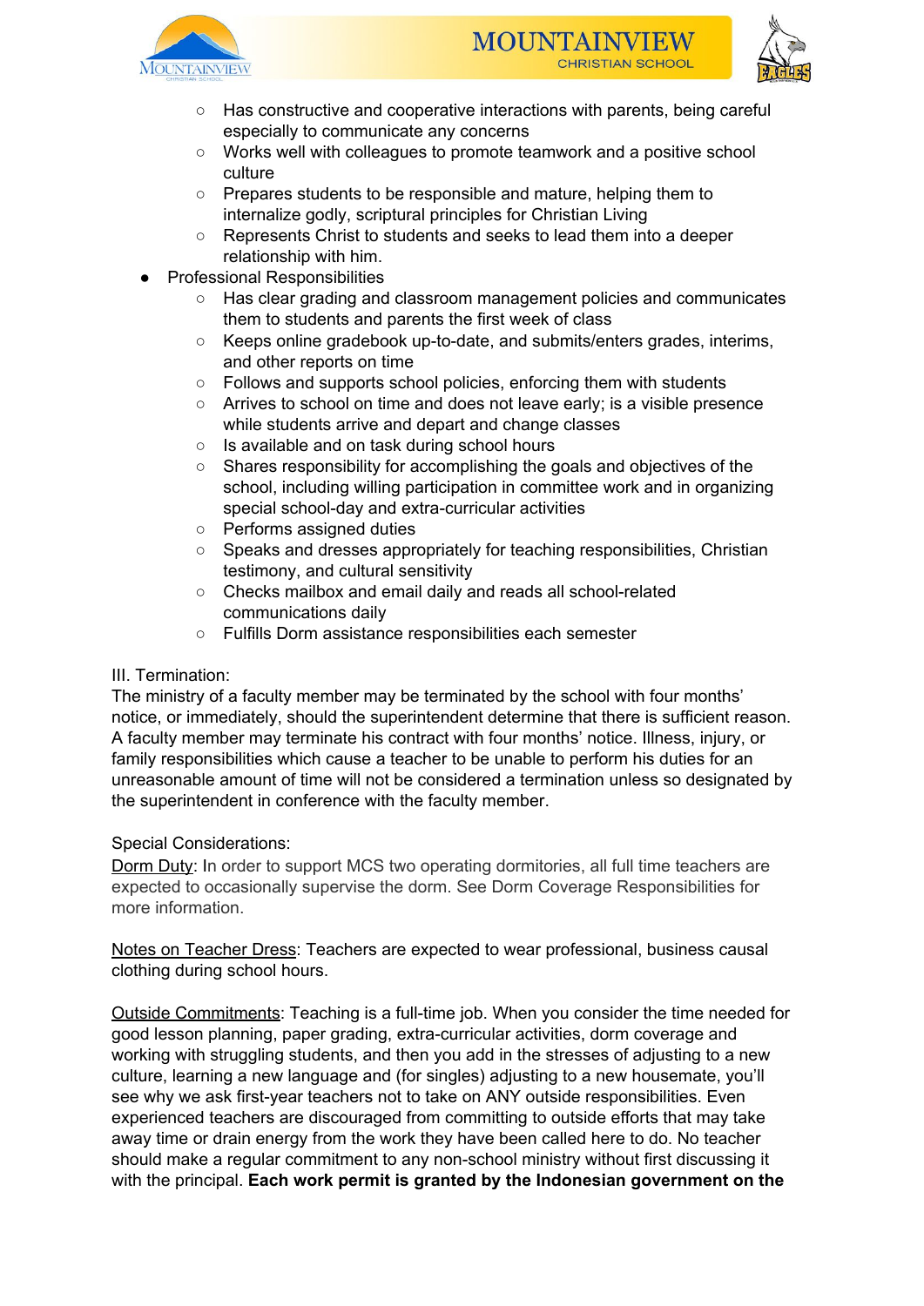- Has constructive and cooperative interactions with parents, being careful especially to communicate any concerns
    - Works well with colleagues to promote teamwork and a positive school culture
    - Prepares students to be responsible and mature, helping them to internalize godly, scriptural principles for Christian Living
    - Represents Christ to students and seeks to lead them into a deeper relationship with him.
- Professional Responsibilities
    - Has clear grading and classroom management policies and communicates them to students and parents the first week of class
    - Keeps online gradebook up-to-date, and submits/enters grades, interims, and other reports on time
    - Follows and supports school policies, enforcing them with students
    - Arrives to school on time and does not leave early; is a visible presence while students arrive and depart and change classes
    - Is available and on task during school hours
    - Shares responsibility for accomplishing the goals and objectives of the school, including willing participation in committee work and in organizing special school-day and extra-curricular activities
    - Performs assigned duties
    - Speaks and dresses appropriately for teaching responsibilities, Christian testimony, and cultural sensitivity
    - Checks mailbox and email daily and reads all school-related communications daily
    - Fulfills Dorm assistance responsibilities each semester

III. Termination:
The ministry of a faculty member may be terminated by the school with four months' notice, or immediately, should the superintendent determine that there is sufficient reason. A faculty member may terminate his contract with four months' notice. Illness, injury, or family responsibilities which cause a teacher to be unable to perform his duties for an unreasonable amount of time will not be considered a termination unless so designated by the superintendent in conference with the faculty member.

Special Considerations:
Dorm Duty: In order to support MCS two operating dormitories, all full time teachers are expected to occasionally supervise the dorm. See Dorm Coverage Responsibilities for more information.

Notes on Teacher Dress: Teachers are expected to wear professional, business casual clothing during school hours.

Outside Commitments: Teaching is a full-time job. When you consider the time needed for good lesson planning, paper grading, extra-curricular activities, dorm coverage and working with struggling students, and then you add in the stresses of adjusting to a new culture, learning a new language and (for singles) adjusting to a new housemate, you'll see why we ask first-year teachers not to take on ANY outside responsibilities. Even experienced teachers are discouraged from committing to outside efforts that may take away time or drain energy from the work they have been called here to do. No teacher should make a regular commitment to any non-school ministry without first discussing it with the principal. **Each work permit is granted by the Indonesian government on the**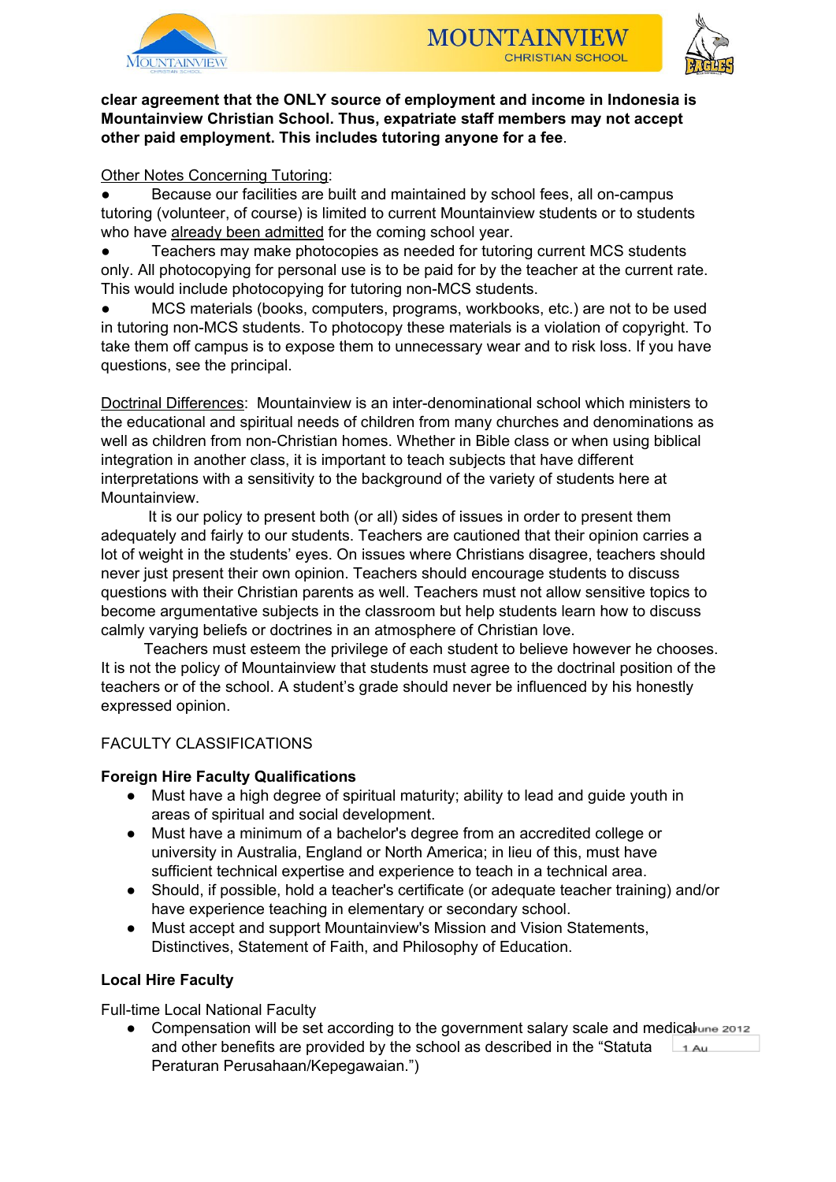**clear agreement that the ONLY source of employment and income in Indonesia is Mountainview Christian School. Thus, expatriate staff members may not accept other paid employment. This includes tutoring anyone for a fee**.

Other Notes Concerning Tutoring:

- Because our facilities are built and maintained by school fees, all on-campus tutoring (volunteer, of course) is limited to current Mountainview students or to students who have already been admitted for the coming school year.
- Teachers may make photocopies as needed for tutoring current MCS students only. All photocopying for personal use is to be paid for by the teacher at the current rate. This would include photocopying for tutoring non-MCS students.
- MCS materials (books, computers, programs, workbooks, etc.) are not to be used in tutoring non-MCS students. To photocopy these materials is a violation of copyright. To take them off campus is to expose them to unnecessary wear and to risk loss. If you have questions, see the principal.

Doctrinal Differences: Mountainview is an inter-denominational school which ministers to the educational and spiritual needs of children from many churches and denominations as well as children from non-Christian homes. Whether in Bible class or when using biblical integration in another class, it is important to teach subjects that have different interpretations with a sensitivity to the background of the variety of students here at Mountainview.

It is our policy to present both (or all) sides of issues in order to present them adequately and fairly to our students. Teachers are cautioned that their opinion carries a lot of weight in the students' eyes. On issues where Christians disagree, teachers should never just present their own opinion. Teachers should encourage students to discuss questions with their Christian parents as well. Teachers must not allow sensitive topics to become argumentative subjects in the classroom but help students learn how to discuss calmly varying beliefs or doctrines in an atmosphere of Christian love.

Teachers must esteem the privilege of each student to believe however he chooses. It is not the policy of Mountainview that students must agree to the doctrinal position of the teachers or of the school. A student's grade should never be influenced by his honestly expressed opinion.

## FACULTY CLASSIFICATIONS

### Foreign Hire Faculty Qualifications

- Must have a high degree of spiritual maturity; ability to lead and guide youth in areas of spiritual and social development.
- Must have a minimum of a bachelor's degree from an accredited college or university in Australia, England or North America; in lieu of this, must have sufficient technical expertise and experience to teach in a technical area.
- Should, if possible, hold a teacher's certificate (or adequate teacher training) and/or have experience teaching in elementary or secondary school.
- Must accept and support Mountainview's Mission and Vision Statements, Distinctives, Statement of Faith, and Philosophy of Education.

### Local Hire Faculty

Full-time Local National Faculty

- Compensation will be set according to the government salary scale and medical and other benefits are provided by the school as described in the "Statuta Peraturan Perusahaan/Kepegawaian.")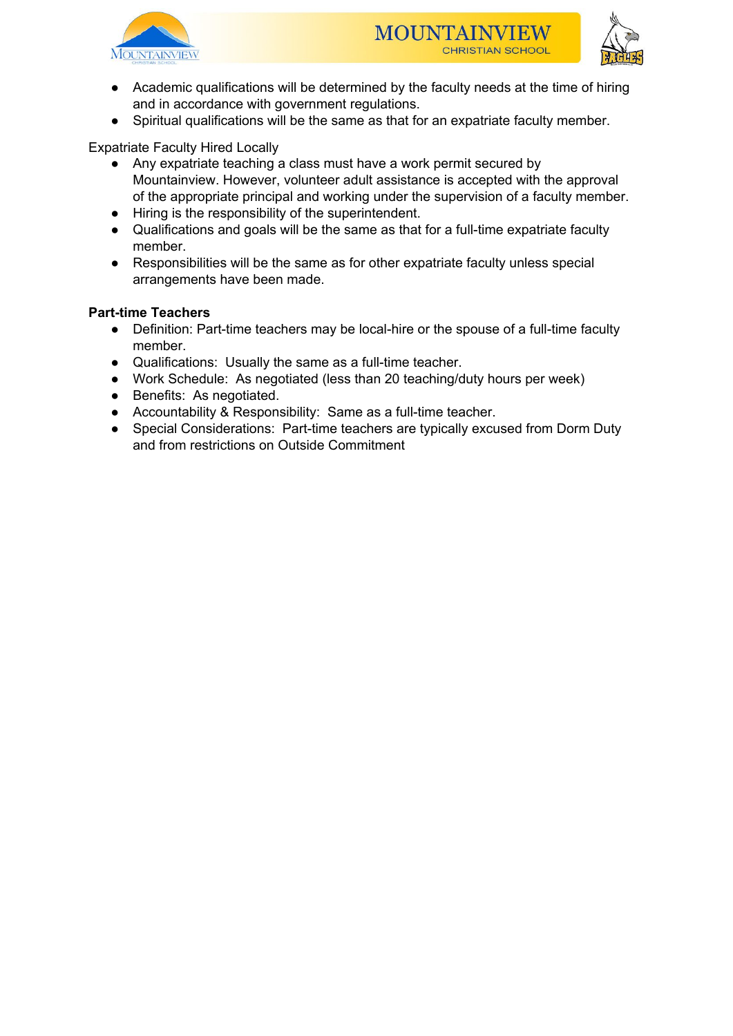- Academic qualifications will be determined by the faculty needs at the time of hiring and in accordance with government regulations.
- Spiritual qualifications will be the same as that for an expatriate faculty member.

Expatriate Faculty Hired Locally

- Any expatriate teaching a class must have a work permit secured by Mountainview. However, volunteer adult assistance is accepted with the approval of the appropriate principal and working under the supervision of a faculty member.
- Hiring is the responsibility of the superintendent.
- Qualifications and goals will be the same as that for a full-time expatriate faculty member.
- Responsibilities will be the same as for other expatriate faculty unless special arrangements have been made.

**Part-time Teachers**

- Definition: Part-time teachers may be local-hire or the spouse of a full-time faculty member.
- Qualifications: Usually the same as a full-time teacher.
- Work Schedule: As negotiated (less than 20 teaching/duty hours per week)
- Benefits: As negotiated.
- Accountability & Responsibility: Same as a full-time teacher.
- Special Considerations: Part-time teachers are typically excused from Dorm Duty and from restrictions on Outside Commitment